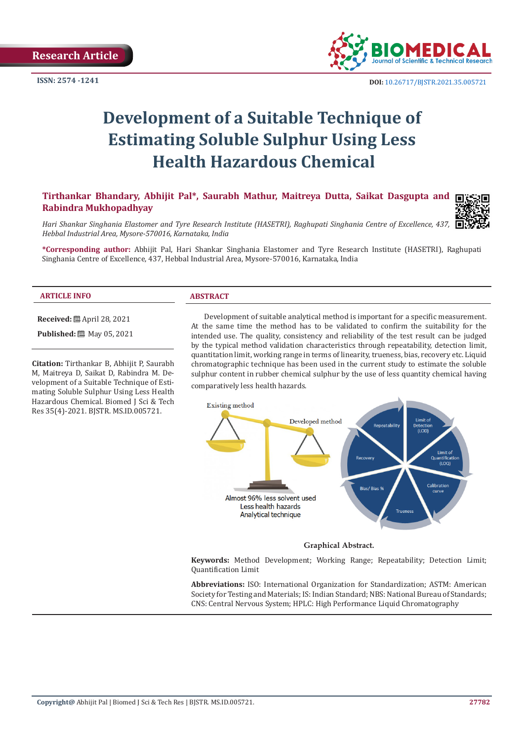Research Article

ISSN: 2574 -1241

DOI: 10.26717/BJSTR.2021.35.005721

# Development of a Suitable Technique of Estimating Soluble Sulphur Using Less Health Hazardous Chemical

**Tirthankar Bhandary, Abhijit Pal\*, Saurabh Mathur, Maitreya Dutta, Saikat Dasgupta and Rabindra Mukhopadhyay**

*Hari Shankar Singhania Elastomer and Tyre Research Institute (HASETRI), Raghupati Singhania Centre of Excellence, 437, Hebbal Industrial Area, Mysore-570016, Karnataka, India*

**\*Corresponding author:** Abhijit Pal, Hari Shankar Singhania Elastomer and Tyre Research Institute (HASETRI), Raghupati Singhania Centre of Excellence, 437, Hebbal Industrial Area, Mysore-570016, Karnataka, India

## ARTICLE INFO

**Received:** April 28, 2021

**Published:** May 05, 2021

**Citation:** Tirthankar B, Abhijit P, Saurabh M, Maitreya D, Saikat D, Rabindra M. Development of a Suitable Technique of Estimating Soluble Sulphur Using Less Health Hazardous Chemical. Biomed J Sci & Tech Res 35(4)-2021. BJSTR. MS.ID.005721.

## ABSTRACT

Development of suitable analytical method is important for a specific measurement. At the same time the method has to be validated to confirm the suitability for the intended use. The quality, consistency and reliability of the test result can be judged by the typical method validation characteristics through repeatability, detection limit, quantitation limit, working range in terms of linearity, trueness, bias, recovery etc. Liquid chromatographic technique has been used in the current study to estimate the soluble sulphur content in rubber chemical sulphur by the use of less quantity chemical having comparatively less health hazards.

Graphical Abstract.

**Keywords:** Method Development; Working Range; Repeatability; Detection Limit; Quantification Limit

**Abbreviations:** ISO: International Organization for Standardization; ASTM: American Society for Testing and Materials; IS: Indian Standard; NBS: National Bureau of Standards; CNS: Central Nervous System; HPLC: High Performance Liquid Chromatography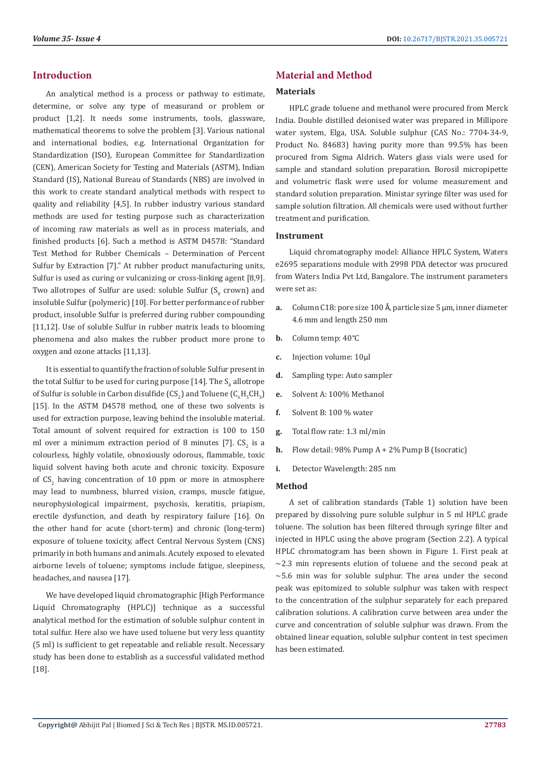## Introduction

An analytical method is a process or pathway to estimate, determine, or solve any type of measurand or problem or product [1,2]. It needs some instruments, tools, glassware, mathematical theorems to solve the problem [3]. Various national and international bodies, e.g. International Organization for Standardization (ISO), European Committee for Standardization (CEN), American Society for Testing and Materials (ASTM), Indian Standard (IS), National Bureau of Standards (NBS) are involved in this work to create standard analytical methods with respect to quality and reliability [4,5]. In rubber industry various standard methods are used for testing purpose such as characterization of incoming raw materials as well as in process materials, and finished products [6]. Such a method is ASTM D4578: "Standard Test Method for Rubber Chemicals – Determination of Percent Sulfur by Extraction [7]." At rubber product manufacturing units, Sulfur is used as curing or vulcanizing or cross-linking agent [8,9]. Two allotropes of Sulfur are used: soluble Sulfur ($S_8$ crown) and insoluble Sulfur (polymeric) [10]. For better performance of rubber product, insoluble Sulfur is preferred during rubber compounding [11,12]. Use of soluble Sulfur in rubber matrix leads to blooming phenomena and also makes the rubber product more prone to oxygen and ozone attacks [11,13].

It is essential to quantify the fraction of soluble Sulfur present in the total Sulfur to be used for curing purpose [14]. The $S_8$ allotrope of Sulfur is soluble in Carbon disulfide ($CS_2$) and Toluene ($C_6H_5CH_3$) [15]. In the ASTM D4578 method, one of these two solvents is used for extraction purpose, leaving behind the insoluble material. Total amount of solvent required for extraction is 100 to 150 ml over a minimum extraction period of 8 minutes [7]. $CS_2$ is a colourless, highly volatile, obnoxiously odorous, flammable, toxic liquid solvent having both acute and chronic toxicity. Exposure of $CS_2$ having concentration of 10 ppm or more in atmosphere may lead to numbness, blurred vision, cramps, muscle fatigue, neurophysiological impairment, psychosis, keratitis, priapism, erectile dysfunction, and death by respiratory failure [16]. On the other hand for acute (short-term) and chronic (long-term) exposure of toluene toxicity, affect Central Nervous System (CNS) primarily in both humans and animals. Acutely exposed to elevated airborne levels of toluene; symptoms include fatigue, sleepiness, headaches, and nausea [17].

We have developed liquid chromatographic [High Performance Liquid Chromatography (HPLC)] technique as a successful analytical method for the estimation of soluble sulphur content in total sulfur. Here also we have used toluene but very less quantity (5 ml) is sufficient to get repeatable and reliable result. Necessary study has been done to establish as a successful validated method [18].

## Material and Method

### Materials

HPLC grade toluene and methanol were procured from Merck India. Double distilled deionised water was prepared in Millipore water system, Elga, USA. Soluble sulphur (CAS No.: 7704-34-9, Product No. 84683) having purity more than 99.5% has been procured from Sigma Aldrich. Waters glass vials were used for sample and standard solution preparation. Borosil micropipette and volumetric flask were used for volume measurement and standard solution preparation. Ministar syringe filter was used for sample solution filtration. All chemicals were used without further treatment and purification.

### Instrument

Liquid chromatography model: Alliance HPLC System, Waters e2695 separations module with 2998 PDA detector was procured from Waters India Pvt Ltd, Bangalore. The instrument parameters were set as:

a. Column C18: pore size 100 Å, particle size 5 µm, inner diameter 4.6 mm and length 250 mm
b. Column temp: 40°C
c. Injection volume: 10µl
d. Sampling type: Auto sampler
e. Solvent A: 100% Methanol
f. Solvent B: 100 % water
g. Total flow rate: 1.3 ml/min
h. Flow detail: 98% Pump A + 2% Pump B (Isocratic)
i. Detector Wavelength: 285 nm

### Method

A set of calibration standards (Table 1) solution have been prepared by dissolving pure soluble sulphur in 5 ml HPLC grade toluene. The solution has been filtered through syringe filter and injected in HPLC using the above program (Section 2.2). A typical HPLC chromatogram has been shown in Figure 1. First peak at ~2.3 min represents elution of toluene and the second peak at ~5.6 min was for soluble sulphur. The area under the second peak was epitomized to soluble sulphur was taken with respect to the concentration of the sulphur separately for each prepared calibration solutions. A calibration curve between area under the curve and concentration of soluble sulphur was drawn. From the obtained linear equation, soluble sulphur content in test specimen has been estimated.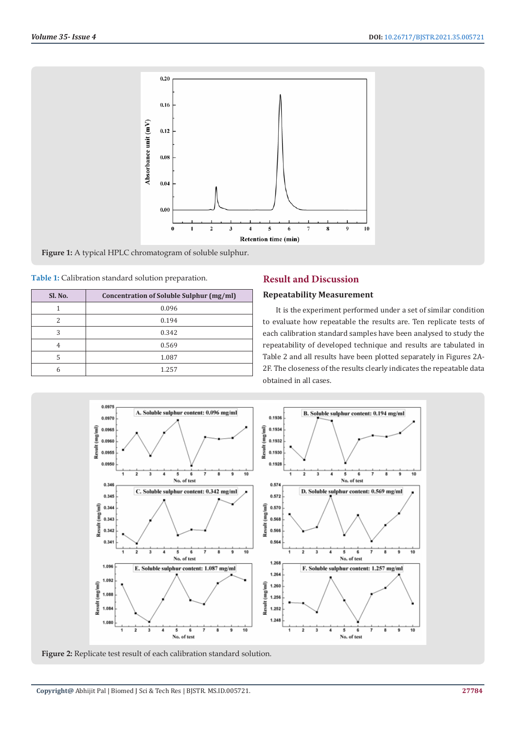Figure 1: A typical HPLC chromatogram of soluble sulphur.

Table 1: Calibration standard solution preparation.

| Sl. No. | Concentration of Soluble Sulphur (mg/ml) |
|---|---|
| 1 | 0.096 |
| 2 | 0.194 |
| 3 | 0.342 |
| 4 | 0.569 |
| 5 | 1.087 |
| 6 | 1.257 |

## Result and Discussion

### Repeatability Measurement

It is the experiment performed under a set of similar condition to evaluate how repeatable the results are. Ten replicate tests of each calibration standard samples have been analysed to study the repeatability of developed technique and results are tabulated in Table 2 and all results have been plotted separately in Figures 2A-2F. The closeness of the results clearly indicates the repeatable data obtained in all cases.

Figure 2: Replicate test result of each calibration standard solution.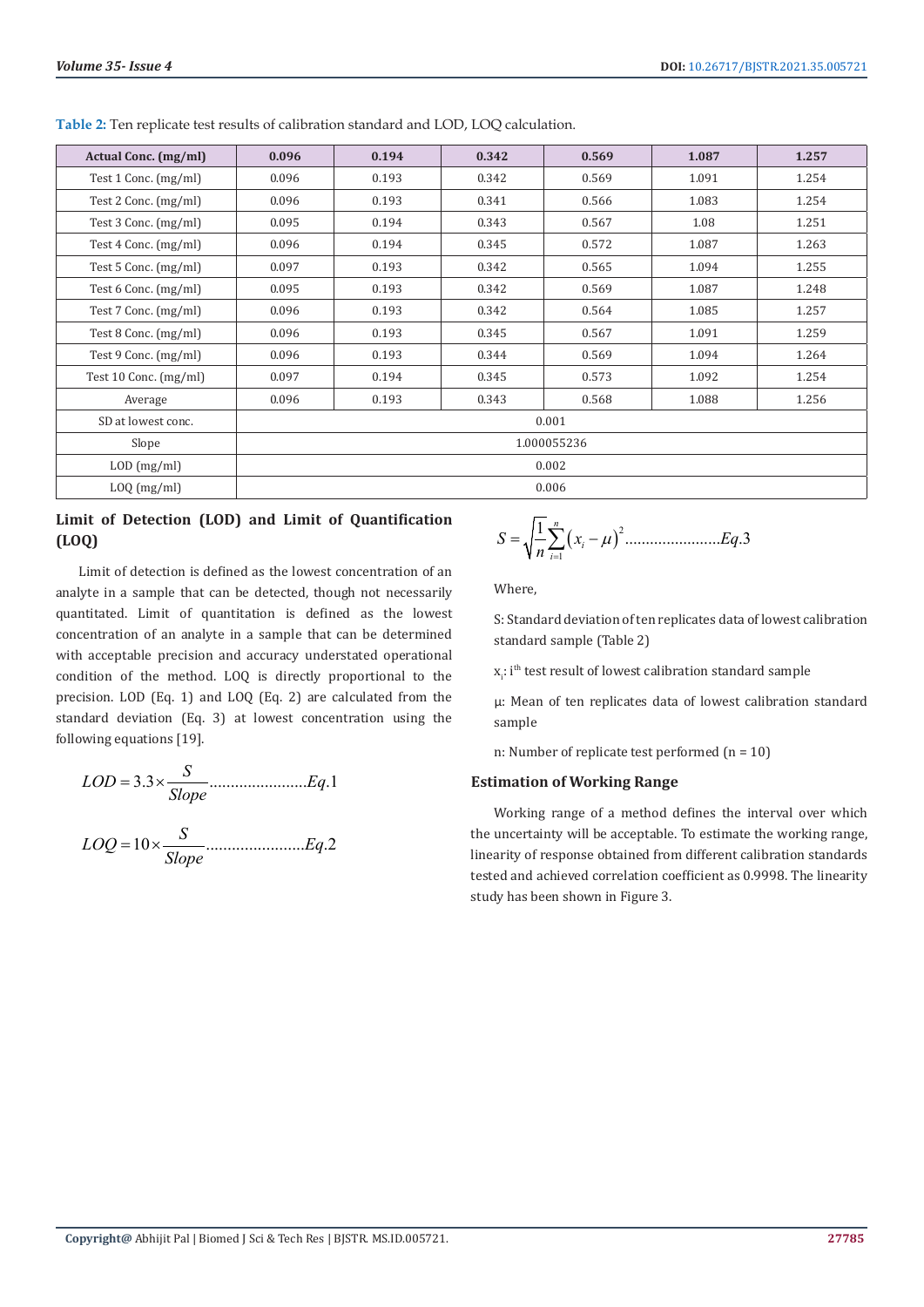**Table 2:** Ten replicate test results of calibration standard and LOD, LOQ calculation.

| Actual Conc. (mg/ml) | 0.096 | 0.194 | 0.342 | 0.569 | 1.087 | 1.257 |
|---|---|---|---|---|---|---|
| Test 1 Conc. (mg/ml) | 0.096 | 0.193 | 0.342 | 0.569 | 1.091 | 1.254 |
| Test 2 Conc. (mg/ml) | 0.096 | 0.193 | 0.341 | 0.566 | 1.083 | 1.254 |
| Test 3 Conc. (mg/ml) | 0.095 | 0.194 | 0.343 | 0.567 | 1.08 | 1.251 |
| Test 4 Conc. (mg/ml) | 0.096 | 0.194 | 0.345 | 0.572 | 1.087 | 1.263 |
| Test 5 Conc. (mg/ml) | 0.097 | 0.193 | 0.342 | 0.565 | 1.094 | 1.255 |
| Test 6 Conc. (mg/ml) | 0.095 | 0.193 | 0.342 | 0.569 | 1.087 | 1.248 |
| Test 7 Conc. (mg/ml) | 0.096 | 0.193 | 0.342 | 0.564 | 1.085 | 1.257 |
| Test 8 Conc. (mg/ml) | 0.096 | 0.193 | 0.345 | 0.567 | 1.091 | 1.259 |
| Test 9 Conc. (mg/ml) | 0.096 | 0.193 | 0.344 | 0.569 | 1.094 | 1.264 |
| Test 10 Conc. (mg/ml) | 0.097 | 0.194 | 0.345 | 0.573 | 1.092 | 1.254 |
| Average | 0.096 | 0.193 | 0.343 | 0.568 | 1.088 | 1.256 |
| SD at lowest conc. | 0.001 | | | | | |
| Slope | 1.000055236 | | | | | |
| LOD (mg/ml) | 0.002 | | | | | |
| LOQ (mg/ml) | 0.006 | | | | | |

## Limit of Detection (LOD) and Limit of Quantification (LOQ)

Limit of detection is defined as the lowest concentration of an analyte in a sample that can be detected, though not necessarily quantitated. Limit of quantitation is defined as the lowest concentration of an analyte in a sample that can be determined with acceptable precision and accuracy understated operational condition of the method. LOQ is directly proportional to the precision. LOD (Eq. 1) and LOQ (Eq. 2) are calculated from the standard deviation (Eq. 3) at lowest concentration using the following equations [19].

$$LOD = 3.3 \times \frac{S}{Slope} \ldots\ldots\ldots\ldots\ldots\ldots\ldots Eq.1$$

$$LOQ = 10 \times \frac{S}{Slope} \ldots\ldots\ldots\ldots\ldots\ldots\ldots Eq.2$$

$$S = \sqrt{\frac{1}{n}\sum_{i=1}^{n}\left(x_i - \mu\right)^2} \ldots\ldots\ldots\ldots\ldots\ldots\ldots Eq.3$$

Where,

S: Standard deviation of ten replicates data of lowest calibration standard sample (Table 2)

$x_i$: $i^{th}$ test result of lowest calibration standard sample

μ: Mean of ten replicates data of lowest calibration standard sample

n: Number of replicate test performed (n = 10)

## Estimation of Working Range

Working range of a method defines the interval over which the uncertainty will be acceptable. To estimate the working range, linearity of response obtained from different calibration standards tested and achieved correlation coefficient as 0.9998. The linearity study has been shown in Figure 3.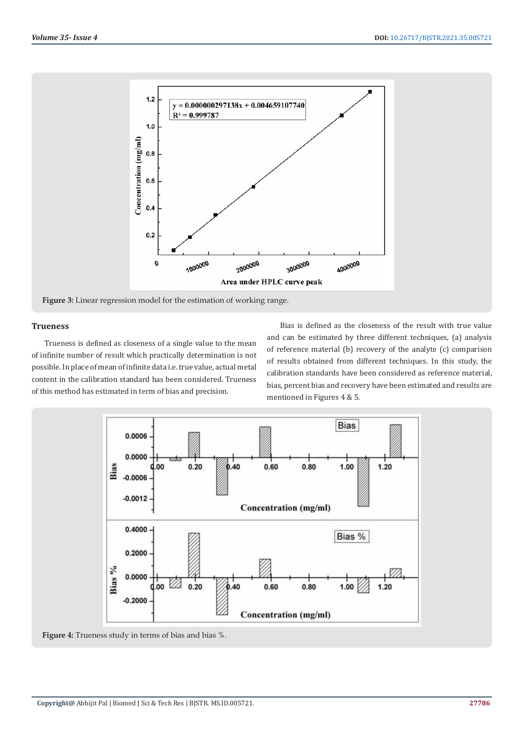Figure 3: Linear regression model for the estimation of working range.

## Trueness

Trueness is defined as closeness of a single value to the mean of infinite number of result which practically determination is not possible. In place of mean of infinite data i.e. true value, actual metal content in the calibration standard has been considered. Trueness of this method has estimated in term of bias and precision.

Bias is defined as the closeness of the result with true value and can be estimated by three different techniques, (a) analysis of reference material (b) recovery of the analyte (c) comparison of results obtained from different techniques. In this study, the calibration standards have been considered as reference material, bias, percent bias and recovery have been estimated and results are mentioned in Figures 4 & 5.

Figure 4: Trueness study in terms of bias and bias %.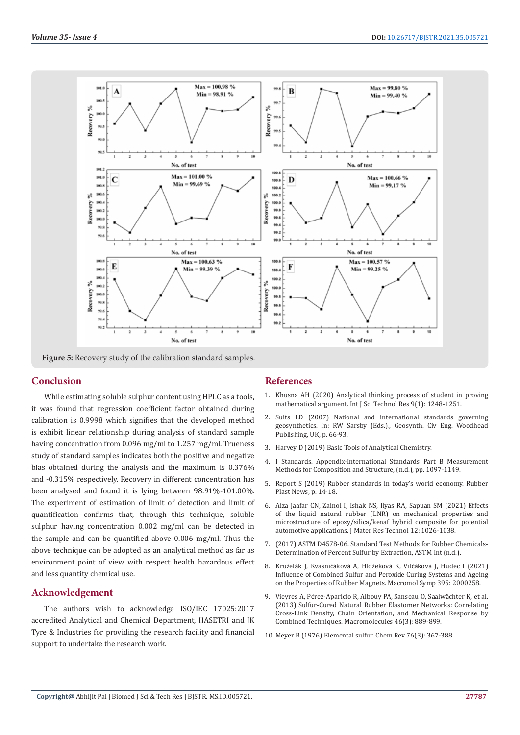Figure 5: Recovery study of the calibration standard samples.

## Conclusion

While estimating soluble sulphur content using HPLC as a tools, it was found that regression coefficient factor obtained during calibration is 0.9998 which signifies that the developed method is exhibit linear relationship during analysis of standard sample having concentration from 0.096 mg/ml to 1.257 mg/ml. Trueness study of standard samples indicates both the positive and negative bias obtained during the analysis and the maximum is 0.376% and -0.315% respectively. Recovery in different concentration has been analysed and found it is lying between 98.91%-101.00%. The experiment of estimation of limit of detection and limit of quantification confirms that, through this technique, soluble sulphur having concentration 0.002 mg/ml can be detected in the sample and can be quantified above 0.006 mg/ml. Thus the above technique can be adopted as an analytical method as far as environment point of view with respect health hazardous effect and less quantity chemical use.

## Acknowledgement

The authors wish to acknowledge ISO/IEC 17025:2017 accredited Analytical and Chemical Department, HASETRI and JK Tyre & Industries for providing the research facility and financial support to undertake the research work.

## References

1. Khusna AH (2020) Analytical thinking process of student in proving mathematical argument. Int J Sci Technol Res 9(1): 1248-1251.
2. Suits LD (2007) National and international standards governing geosynthetics. In: RW Sarsby (Eds.), Geosynth. Civ Eng. Woodhead Publishing, UK, p. 66-93.
3. Harvey D (2019) Basic Tools of Analytical Chemistry.
4. I Standards. Appendix-International Standards Part B Measurement Methods for Composition and Structure, (n.d.), pp. 1097-1149.
5. Report S (2019) Rubber standards in today's world economy. Rubber Plast News, p. 14-18.
6. Aiza Jaafar CN, Zainol I, Ishak NS, Ilyas RA, Sapuan SM (2021) Effects of the liquid natural rubber (LNR) on mechanical properties and microstructure of epoxy/silica/kenaf hybrid composite for potential automotive applications. J Mater Res Technol 12: 1026-1038.
7. (2017) ASTM D4578-06. Standard Test Methods for Rubber Chemicals-Determination of Percent Sulfur by Extraction, ASTM Int (n.d.).
8. Kruželák J, Kvasničáková A, Hložeková K, Vilčáková J, Hudec I (2021) Influence of Combined Sulfur and Peroxide Curing Systems and Ageing on the Properties of Rubber Magnets. Macromol Symp 395: 2000258.
9. Vieyres A, Pérez-Aparicio R, Albouy PA, Sanseau O, Saalwächter K, et al. (2013) Sulfur-Cured Natural Rubber Elastomer Networks: Correlating Cross-Link Density, Chain Orientation, and Mechanical Response by Combined Techniques. Macromolecules 46(3): 889-899.
10. Meyer B (1976) Elemental sulfur. Chem Rev 76(3): 367-388.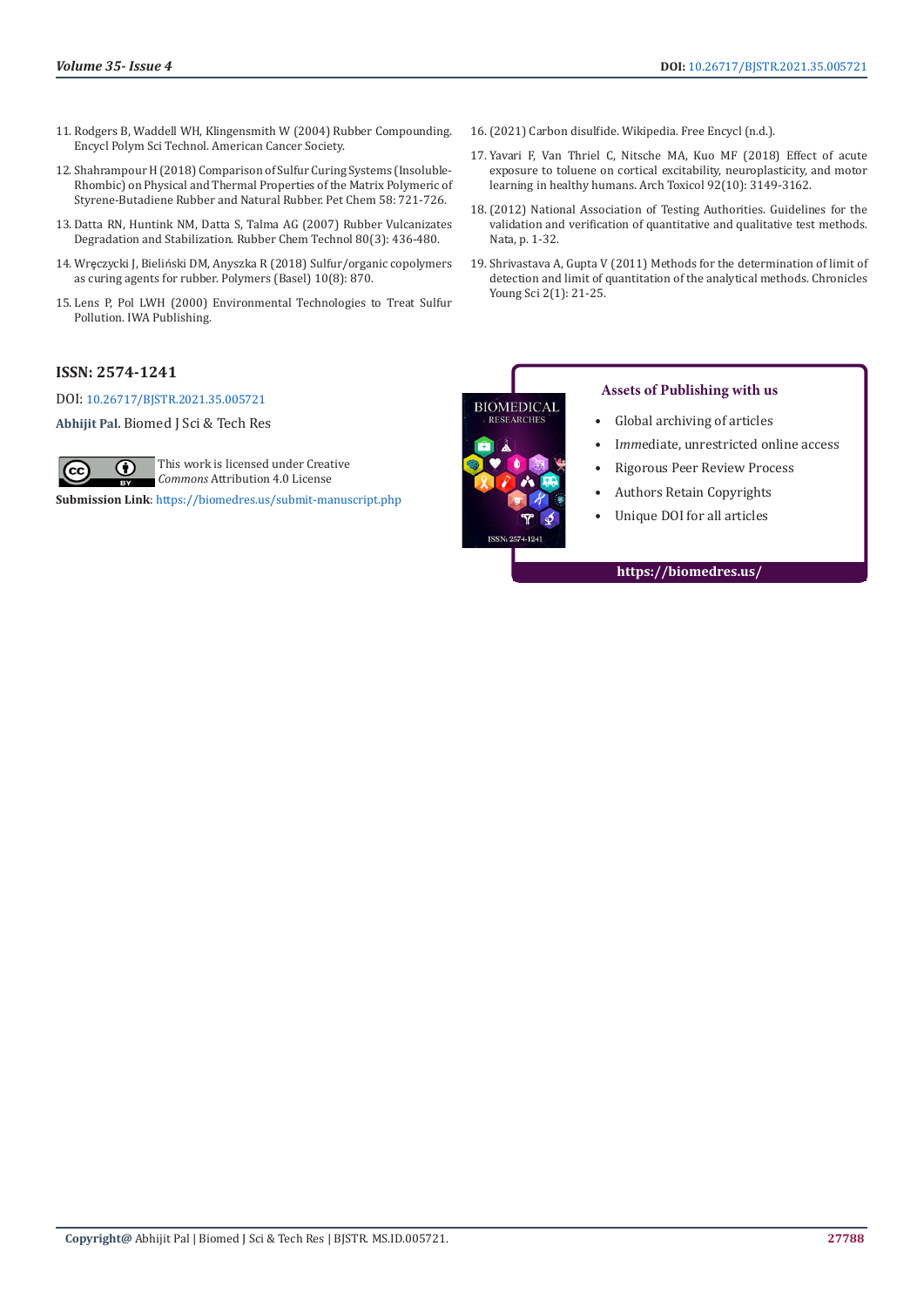11. Rodgers B, Waddell WH, Klingensmith W (2004) Rubber Compounding. Encycl Polym Sci Technol. American Cancer Society.
12. Shahrampour H (2018) Comparison of Sulfur Curing Systems (Insoluble-Rhombic) on Physical and Thermal Properties of the Matrix Polymeric of Styrene-Butadiene Rubber and Natural Rubber. Pet Chem 58: 721-726.
13. Datta RN, Huntink NM, Datta S, Talma AG (2007) Rubber Vulcanizates Degradation and Stabilization. Rubber Chem Technol 80(3): 436-480.
14. Wręczycki J, Bieliński DM, Anyszka R (2018) Sulfur/organic copolymers as curing agents for rubber. Polymers (Basel) 10(8): 870.
15. Lens P, Pol LWH (2000) Environmental Technologies to Treat Sulfur Pollution. IWA Publishing.
16. (2021) Carbon disulfide. Wikipedia. Free Encycl (n.d.).
17. Yavari F, Van Thriel C, Nitsche MA, Kuo MF (2018) Effect of acute exposure to toluene on cortical excitability, neuroplasticity, and motor learning in healthy humans. Arch Toxicol 92(10): 3149-3162.
18. (2012) National Association of Testing Authorities. Guidelines for the validation and verification of quantitative and qualitative test methods. Nata, p. 1-32.
19. Shrivastava A, Gupta V (2011) Methods for the determination of limit of detection and limit of quantitation of the analytical methods. Chronicles Young Sci 2(1): 21-25.

**ISSN: 2574-1241**

DOI: 10.26717/BJSTR.2021.35.005721

**Abhijit Pal.** Biomed J Sci & Tech Res

This work is licensed under Creative *Commons* Attribution 4.0 License

**Submission Link**: https://biomedres.us/submit-manuscript.php

**Assets of Publishing with us**

- Global archiving of articles
- Immediate, unrestricted online access
- Rigorous Peer Review Process
- Authors Retain Copyrights
- Unique DOI for all articles

**https://biomedres.us/**